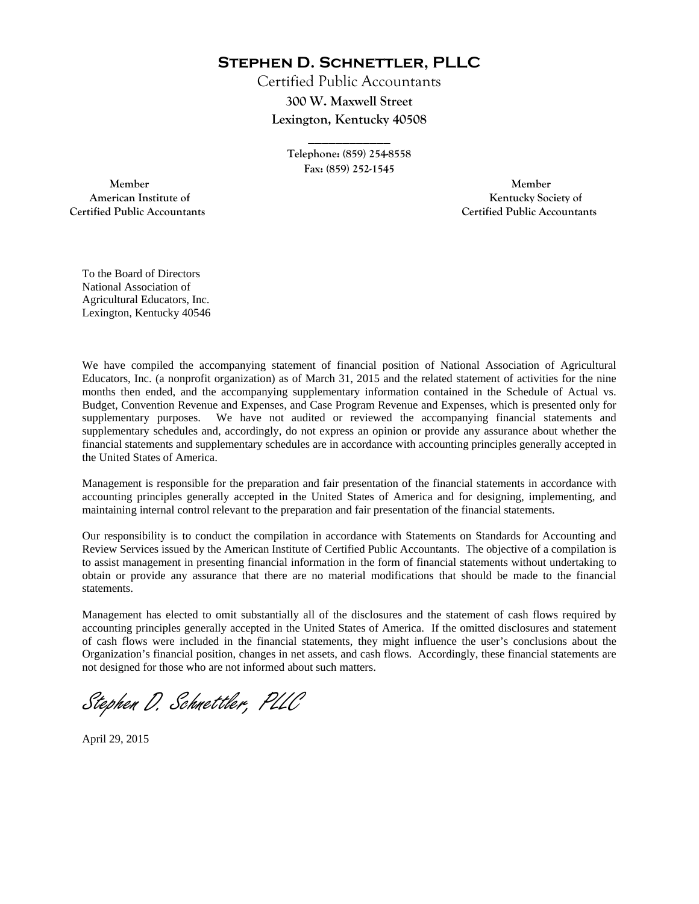# Stephen D. Schnettler, PLLC

Certified Public Accountants

**300 W. Maxwell Street**

**Lexington, Kentucky 40508**

**Telephone: (859) 254-8558**

**Fax: (859) 252-1545**

**Member**
**American Institute of**
**Certified Public Accountants**

**Member**
**Kentucky Society of**
**Certified Public Accountants**

To the Board of Directors
National Association of
Agricultural Educators, Inc.
Lexington, Kentucky 40546

We have compiled the accompanying statement of financial position of National Association of Agricultural Educators, Inc. (a nonprofit organization) as of March 31, 2015 and the related statement of activities for the nine months then ended, and the accompanying supplementary information contained in the Schedule of Actual vs. Budget, Convention Revenue and Expenses, and Case Program Revenue and Expenses, which is presented only for supplementary purposes. We have not audited or reviewed the accompanying financial statements and supplementary schedules and, accordingly, do not express an opinion or provide any assurance about whether the financial statements and supplementary schedules are in accordance with accounting principles generally accepted in the United States of America.

Management is responsible for the preparation and fair presentation of the financial statements in accordance with accounting principles generally accepted in the United States of America and for designing, implementing, and maintaining internal control relevant to the preparation and fair presentation of the financial statements.

Our responsibility is to conduct the compilation in accordance with Statements on Standards for Accounting and Review Services issued by the American Institute of Certified Public Accountants. The objective of a compilation is to assist management in presenting financial information in the form of financial statements without undertaking to obtain or provide any assurance that there are no material modifications that should be made to the financial statements.

Management has elected to omit substantially all of the disclosures and the statement of cash flows required by accounting principles generally accepted in the United States of America. If the omitted disclosures and statement of cash flows were included in the financial statements, they might influence the user's conclusions about the Organization's financial position, changes in net assets, and cash flows. Accordingly, these financial statements are not designed for those who are not informed about such matters.

*Stephen D. Schnettler, PLLC*

April 29, 2015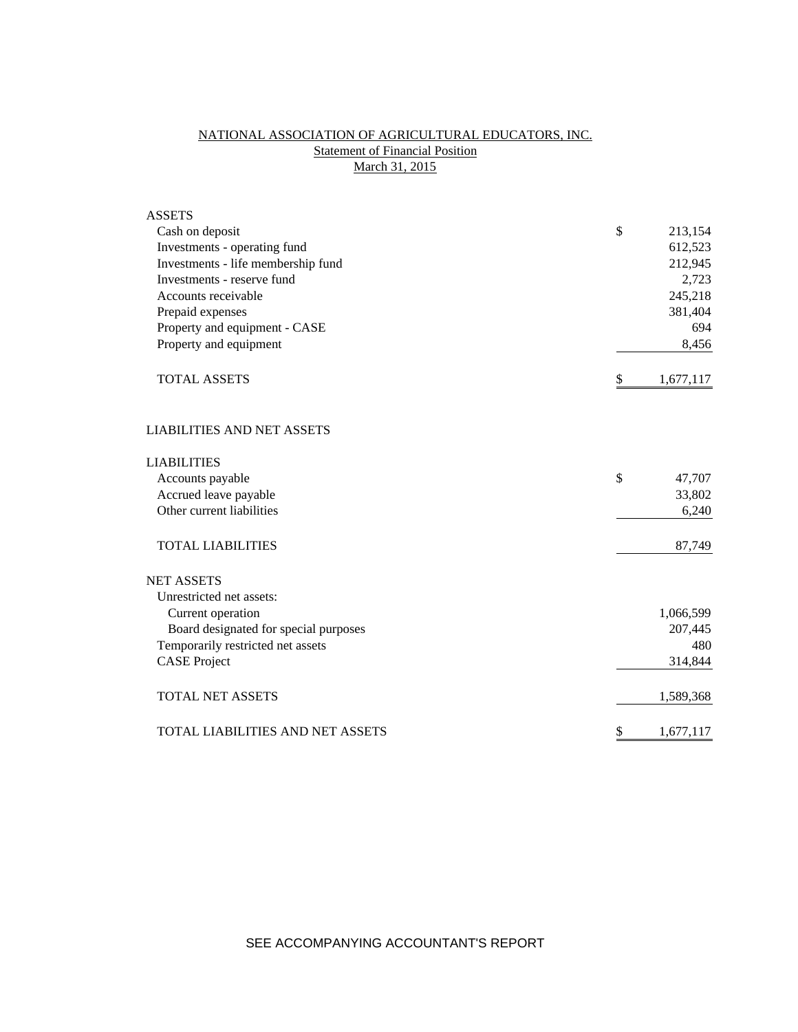NATIONAL ASSOCIATION OF AGRICULTURAL EDUCATORS, INC.

Statement of Financial Position

March 31, 2015

| | |
|---|---|
| **ASSETS** | |
| Cash on deposit | $ 213,154 |
| Investments - operating fund | 612,523 |
| Investments - life membership fund | 212,945 |
| Investments - reserve fund | 2,723 |
| Accounts receivable | 245,218 |
| Prepaid expenses | 381,404 |
| Property and equipment - CASE | 694 |
| Property and equipment | 8,456 |
| TOTAL ASSETS | $ 1,677,117 |
| | |
| **LIABILITIES AND NET ASSETS** | |
| | |
| **LIABILITIES** | |
| Accounts payable | $ 47,707 |
| Accrued leave payable | 33,802 |
| Other current liabilities | 6,240 |
| TOTAL LIABILITIES | 87,749 |
| | |
| **NET ASSETS** | |
| Unrestricted net assets: | |
| Current operation | 1,066,599 |
| Board designated for special purposes | 207,445 |
| Temporarily restricted net assets | 480 |
| CASE Project | 314,844 |
| TOTAL NET ASSETS | 1,589,368 |
| | |
| TOTAL LIABILITIES AND NET ASSETS | $ 1,677,117 |

SEE ACCOMPANYING ACCOUNTANT'S REPORT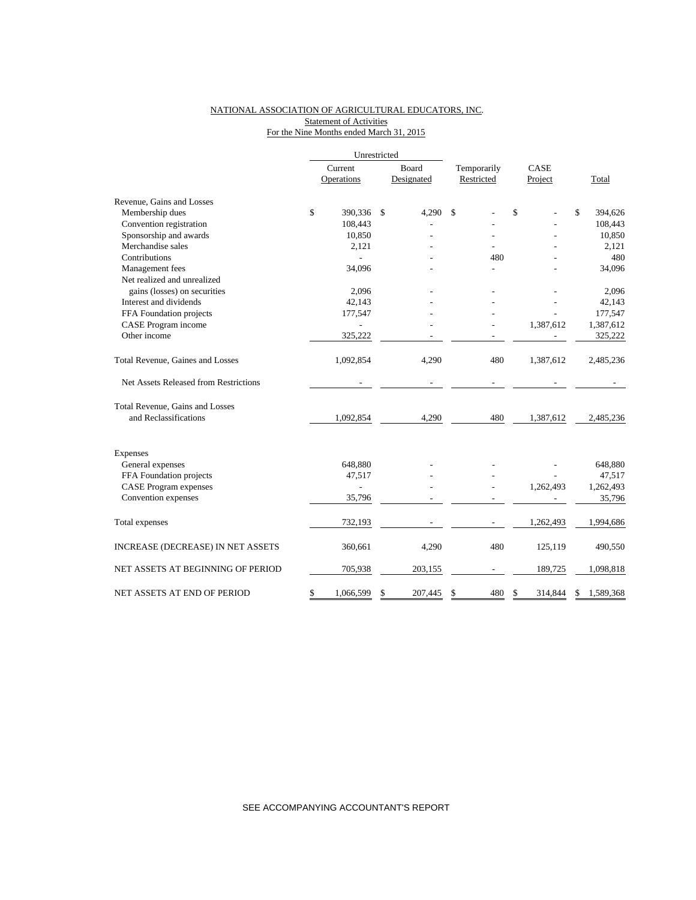NATIONAL ASSOCIATION OF AGRICULTURAL EDUCATORS, INC.
Statement of Activities
For the Nine Months ended March 31, 2015

| | Unrestricted | | | | |
|---|---|---|---|---|---|
| | Current Operations | Board Designated | Temporarily Restricted | CASE Project | Total |
| Revenue, Gains and Losses | | | | | |
| Membership dues | $ 390,336 | $ 4,290 | $ - | $ - | $ 394,626 |
| Convention registration | 108,443 | - | - | - | 108,443 |
| Sponsorship and awards | 10,850 | - | - | - | 10,850 |
| Merchandise sales | 2,121 | - | - | - | 2,121 |
| Contributions | - | - | 480 | - | 480 |
| Management fees | 34,096 | - | - | - | 34,096 |
| Net realized and unrealized gains (losses) on securities | 2,096 | - | - | - | 2,096 |
| Interest and dividends | 42,143 | - | - | - | 42,143 |
| FFA Foundation projects | 177,547 | - | - | - | 177,547 |
| CASE Program income | - | - | - | 1,387,612 | 1,387,612 |
| Other income | 325,222 | - | - | - | 325,222 |
| Total Revenue, Gaines and Losses | 1,092,854 | 4,290 | 480 | 1,387,612 | 2,485,236 |
| Net Assets Released from Restrictions | - | - | - | - | - |
| Total Revenue, Gains and Losses and Reclassifications | 1,092,854 | 4,290 | 480 | 1,387,612 | 2,485,236 |
| Expenses | | | | | |
| General expenses | 648,880 | - | - | - | 648,880 |
| FFA Foundation projects | 47,517 | - | - | - | 47,517 |
| CASE Program expenses | - | - | - | 1,262,493 | 1,262,493 |
| Convention expenses | 35,796 | - | - | - | 35,796 |
| Total expenses | 732,193 | - | - | 1,262,493 | 1,994,686 |
| INCREASE (DECREASE) IN NET ASSETS | 360,661 | 4,290 | 480 | 125,119 | 490,550 |
| NET ASSETS AT BEGINNING OF PERIOD | 705,938 | 203,155 | - | 189,725 | 1,098,818 |
| NET ASSETS AT END OF PERIOD | $ 1,066,599 | $ 207,445 | $ 480 | $ 314,844 | $ 1,589,368 |

SEE ACCOMPANYING ACCOUNTANT'S REPORT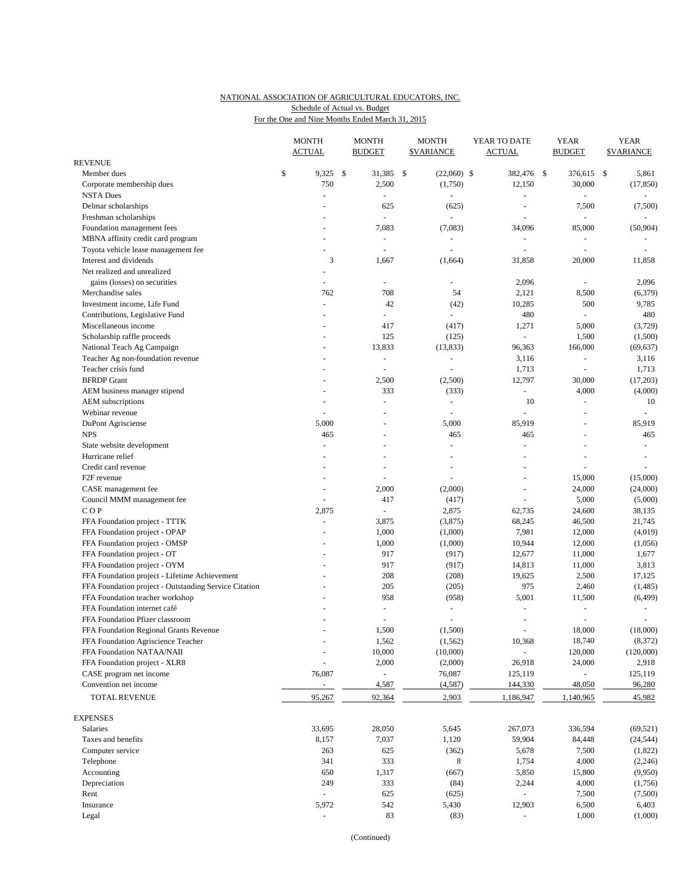NATIONAL ASSOCIATION OF AGRICULTURAL EDUCATORS, INC.
Schedule of Actual vs. Budget
For the One and Nine Months Ended March 31, 2015

| | MONTH ACTUAL | MONTH BUDGET | MONTH $VARIANCE | YEAR TO DATE ACTUAL | YEAR BUDGET | YEAR $VARIANCE |
|---|---|---|---|---|---|---|
| **REVENUE** | | | | | | |
| Member dues | $ 9,325 | $ 31,385 | $ (22,060) | $ 382,476 | $ 376,615 | $ 5,861 |
| Corporate membership dues | 750 | 2,500 | (1,750) | 12,150 | 30,000 | (17,850) |
| NSTA Dues | - | - | - | - | - | - |
| Delmar scholarships | - | 625 | (625) | - | 7,500 | (7,500) |
| Freshman scholarships | - | - | - | - | - | - |
| Foundation management fees | - | 7,083 | (7,083) | 34,096 | 85,000 | (50,904) |
| MBNA affinity credit card program | - | - | - | - | - | - |
| Toyota vehicle lease management fee | - | - | - | - | - | - |
| Interest and dividends | 3 | 1,667 | (1,664) | 31,858 | 20,000 | 11,858 |
| Net realized and unrealized | - | | | | | |
| gains (losses) on securities | - | - | - | 2,096 | - | 2,096 |
| Merchandise sales | 762 | 708 | 54 | 2,121 | 8,500 | (6,379) |
| Investment income, Life Fund | - | 42 | (42) | 10,285 | 500 | 9,785 |
| Contributions, Legislative Fund | - | - | - | 480 | - | 480 |
| Miscellaneous income | - | 417 | (417) | 1,271 | 5,000 | (3,729) |
| Scholarship raffle proceeds | - | 125 | (125) | - | 1,500 | (1,500) |
| National Teach Ag Campaign | - | 13,833 | (13,833) | 96,363 | 166,000 | (69,637) |
| Teacher Ag non-foundation revenue | - | - | - | 3,116 | - | 3,116 |
| Teacher crisis fund | - | - | - | 1,713 | - | 1,713 |
| BFRDP Grant | - | 2,500 | (2,500) | 12,797 | 30,000 | (17,203) |
| AEM business manager stipend | - | 333 | (333) | - | 4,000 | (4,000) |
| AEM subscriptions | - | - | - | 10 | - | 10 |
| Webinar revenue | - | - | - | - | - | - |
| DuPont Agrisciense | 5,000 | - | 5,000 | 85,919 | - | 85,919 |
| NPS | 465 | - | 465 | 465 | - | 465 |
| State website development | - | - | - | - | - | - |
| Hurricane relief | - | - | - | - | - | - |
| Credit card revenue | - | - | - | - | - | - |
| F2F revenue | - | - | - | - | 15,000 | (15,000) |
| CASE management fee | - | 2,000 | (2,000) | - | 24,000 | (24,000) |
| Council MMM management fee | - | 417 | (417) | - | 5,000 | (5,000) |
| C O P | 2,875 | - | 2,875 | 62,735 | 24,600 | 38,135 |
| FFA Foundation project - TTTK | - | 3,875 | (3,875) | 68,245 | 46,500 | 21,745 |
| FFA Foundation project - OPAP | - | 1,000 | (1,000) | 7,981 | 12,000 | (4,019) |
| FFA Foundation project - OMSP | - | 1,000 | (1,000) | 10,944 | 12,000 | (1,056) |
| FFA Foundation project - OT | - | 917 | (917) | 12,677 | 11,000 | 1,677 |
| FFA Foundation project - OYM | - | 917 | (917) | 14,813 | 11,000 | 3,813 |
| FFA Foundation project - Lifetime Achievement | - | 208 | (208) | 19,625 | 2,500 | 17,125 |
| FFA Foundation project - Outstanding Service Citation | - | 205 | (205) | 975 | 2,460 | (1,485) |
| FFA Foundation teacher workshop | - | 958 | (958) | 5,001 | 11,500 | (6,499) |
| FFA Foundation internet café | - | - | - | - | - | - |
| FFA Foundation Pfizer classroom | - | - | - | - | - | - |
| FFA Foundation Regional Grants Revenue | - | 1,500 | (1,500) | - | 18,000 | (18,000) |
| FFA Foundation Agriscience Teacher | - | 1,562 | (1,562) | 10,368 | 18,740 | (8,372) |
| FFA Foundation NATAA/NAII | - | 10,000 | (10,000) | - | 120,000 | (120,000) |
| FFA Foundation project - XLR8 | - | 2,000 | (2,000) | 26,918 | 24,000 | 2,918 |
| CASE program net income | 76,087 | - | 76,087 | 125,119 | - | 125,119 |
| Convention net income | - | 4,587 | (4,587) | 144,330 | 48,050 | 96,280 |
| TOTAL REVENUE | 95,267 | 92,364 | 2,903 | 1,186,947 | 1,140,965 | 45,982 |
| **EXPENSES** | | | | | | |
| Salaries | 33,695 | 28,050 | 5,645 | 267,073 | 336,594 | (69,521) |
| Taxes and benefits | 8,157 | 7,037 | 1,120 | 59,904 | 84,448 | (24,544) |
| Computer service | 263 | 625 | (362) | 5,678 | 7,500 | (1,822) |
| Telephone | 341 | 333 | 8 | 1,754 | 4,000 | (2,246) |
| Accounting | 650 | 1,317 | (667) | 5,850 | 15,800 | (9,950) |
| Depreciation | 249 | 333 | (84) | 2,244 | 4,000 | (1,756) |
| Rent | - | 625 | (625) | - | 7,500 | (7,500) |
| Insurance | 5,972 | 542 | 5,430 | 12,903 | 6,500 | 6,403 |
| Legal | - | 83 | (83) | - | 1,000 | (1,000) |

(Continued)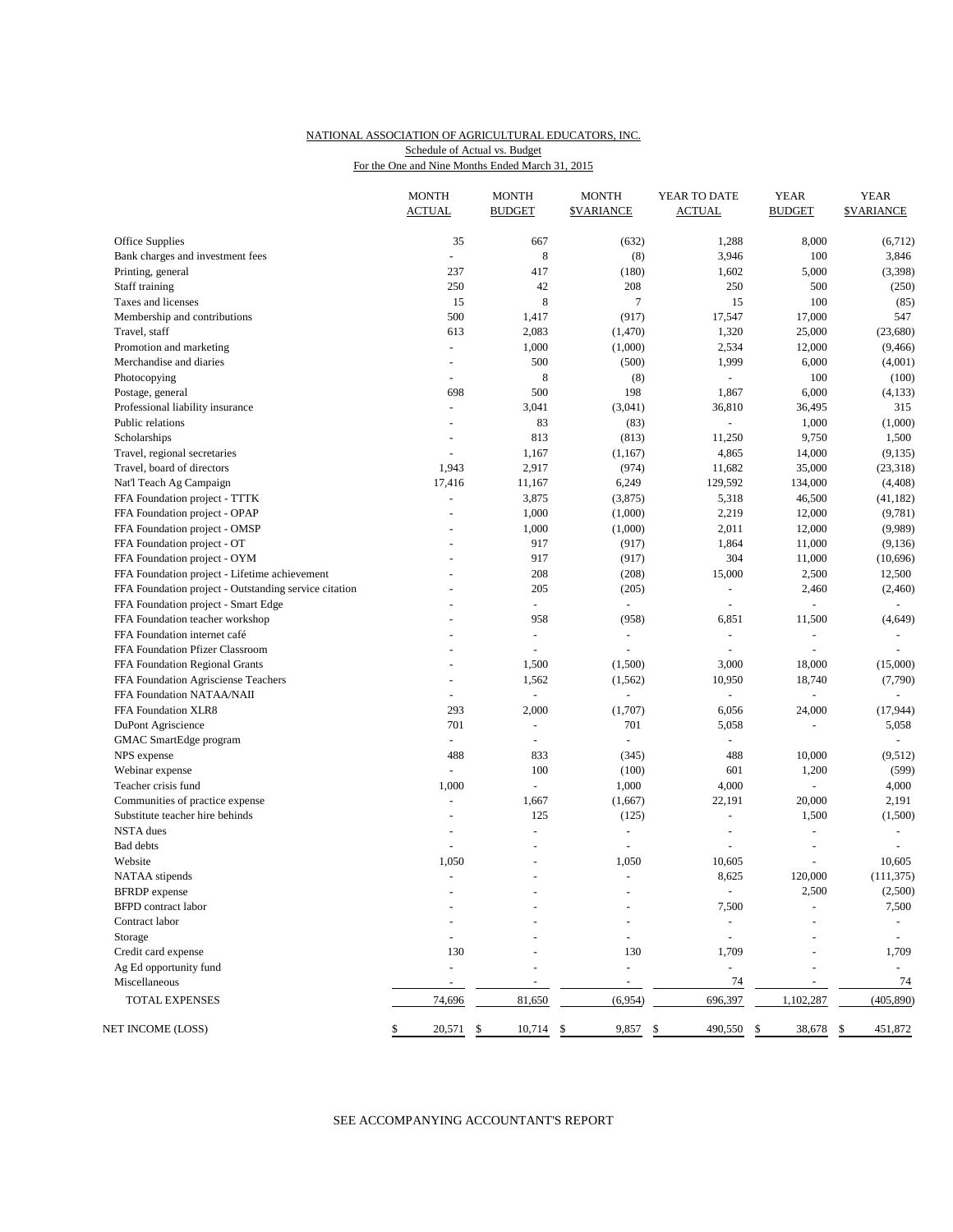NATIONAL ASSOCIATION OF AGRICULTURAL EDUCATORS, INC.
Schedule of Actual vs. Budget
For the One and Nine Months Ended March 31, 2015

| | MONTH ACTUAL | MONTH BUDGET | MONTH $VARIANCE | YEAR TO DATE ACTUAL | YEAR BUDGET | YEAR $VARIANCE |
|---|---|---|---|---|---|---|
| Office Supplies | 35 | 667 | (632) | 1,288 | 8,000 | (6,712) |
| Bank charges and investment fees | - | 8 | (8) | 3,946 | 100 | 3,846 |
| Printing, general | 237 | 417 | (180) | 1,602 | 5,000 | (3,398) |
| Staff training | 250 | 42 | 208 | 250 | 500 | (250) |
| Taxes and licenses | 15 | 8 | 7 | 15 | 100 | (85) |
| Membership and contributions | 500 | 1,417 | (917) | 17,547 | 17,000 | 547 |
| Travel, staff | 613 | 2,083 | (1,470) | 1,320 | 25,000 | (23,680) |
| Promotion and marketing | - | 1,000 | (1,000) | 2,534 | 12,000 | (9,466) |
| Merchandise and diaries | - | 500 | (500) | 1,999 | 6,000 | (4,001) |
| Photocopying | - | 8 | (8) | - | 100 | (100) |
| Postage, general | 698 | 500 | 198 | 1,867 | 6,000 | (4,133) |
| Professional liability insurance | - | 3,041 | (3,041) | 36,810 | 36,495 | 315 |
| Public relations | - | 83 | (83) | - | 1,000 | (1,000) |
| Scholarships | - | 813 | (813) | 11,250 | 9,750 | 1,500 |
| Travel, regional secretaries | - | 1,167 | (1,167) | 4,865 | 14,000 | (9,135) |
| Travel, board of directors | 1,943 | 2,917 | (974) | 11,682 | 35,000 | (23,318) |
| Nat'l Teach Ag Campaign | 17,416 | 11,167 | 6,249 | 129,592 | 134,000 | (4,408) |
| FFA Foundation project - TTTK | - | 3,875 | (3,875) | 5,318 | 46,500 | (41,182) |
| FFA Foundation project - OPAP | - | 1,000 | (1,000) | 2,219 | 12,000 | (9,781) |
| FFA Foundation project - OMSP | - | 1,000 | (1,000) | 2,011 | 12,000 | (9,989) |
| FFA Foundation project - OT | - | 917 | (917) | 1,864 | 11,000 | (9,136) |
| FFA Foundation project - OYM | - | 917 | (917) | 304 | 11,000 | (10,696) |
| FFA Foundation project - Lifetime achievement | - | 208 | (208) | 15,000 | 2,500 | 12,500 |
| FFA Foundation project - Outstanding service citation | - | 205 | (205) | - | 2,460 | (2,460) |
| FFA Foundation project - Smart Edge | - | - | - | - | - | - |
| FFA Foundation teacher workshop | - | 958 | (958) | 6,851 | 11,500 | (4,649) |
| FFA Foundation internet café | - | - | - | - | - | - |
| FFA Foundation Pfizer Classroom | - | - | - | - | - | - |
| FFA Foundation Regional Grants | - | 1,500 | (1,500) | 3,000 | 18,000 | (15,000) |
| FFA Foundation Agrisciense Teachers | - | 1,562 | (1,562) | 10,950 | 18,740 | (7,790) |
| FFA Foundation NATAA/NAII | - | - | - | - | - | - |
| FFA Foundation XLR8 | 293 | 2,000 | (1,707) | 6,056 | 24,000 | (17,944) |
| DuPont Agriscience | 701 | - | 701 | 5,058 | - | 5,058 |
| GMAC SmartEdge program | - | - | - | - | | - |
| NPS expense | 488 | 833 | (345) | 488 | 10,000 | (9,512) |
| Webinar expense | - | 100 | (100) | 601 | 1,200 | (599) |
| Teacher crisis fund | 1,000 | - | 1,000 | 4,000 | - | 4,000 |
| Communities of practice expense | - | 1,667 | (1,667) | 22,191 | 20,000 | 2,191 |
| Substitute teacher hire behinds | - | 125 | (125) | - | 1,500 | (1,500) |
| NSTA dues | - | - | - | - | - | - |
| Bad debts | - | - | - | - | - | - |
| Website | 1,050 | - | 1,050 | 10,605 | - | 10,605 |
| NATAA stipends | - | - | - | 8,625 | 120,000 | (111,375) |
| BFRDP expense | - | - | - | - | 2,500 | (2,500) |
| BFPD contract labor | - | - | - | 7,500 | - | 7,500 |
| Contract labor | - | - | - | - | - | - |
| Storage | - | - | - | - | - | - |
| Credit card expense | 130 | - | 130 | 1,709 | - | 1,709 |
| Ag Ed opportunity fund | - | - | - | - | - | - |
| Miscellaneous | - | - | - | 74 | - | 74 |
| TOTAL EXPENSES | 74,696 | 81,650 | (6,954) | 696,397 | 1,102,287 | (405,890) |
| NET INCOME (LOSS) | $ 20,571 | $ 10,714 | $ 9,857 | $ 490,550 | $ 38,678 | $ 451,872 |

SEE ACCOMPANYING ACCOUNTANT'S REPORT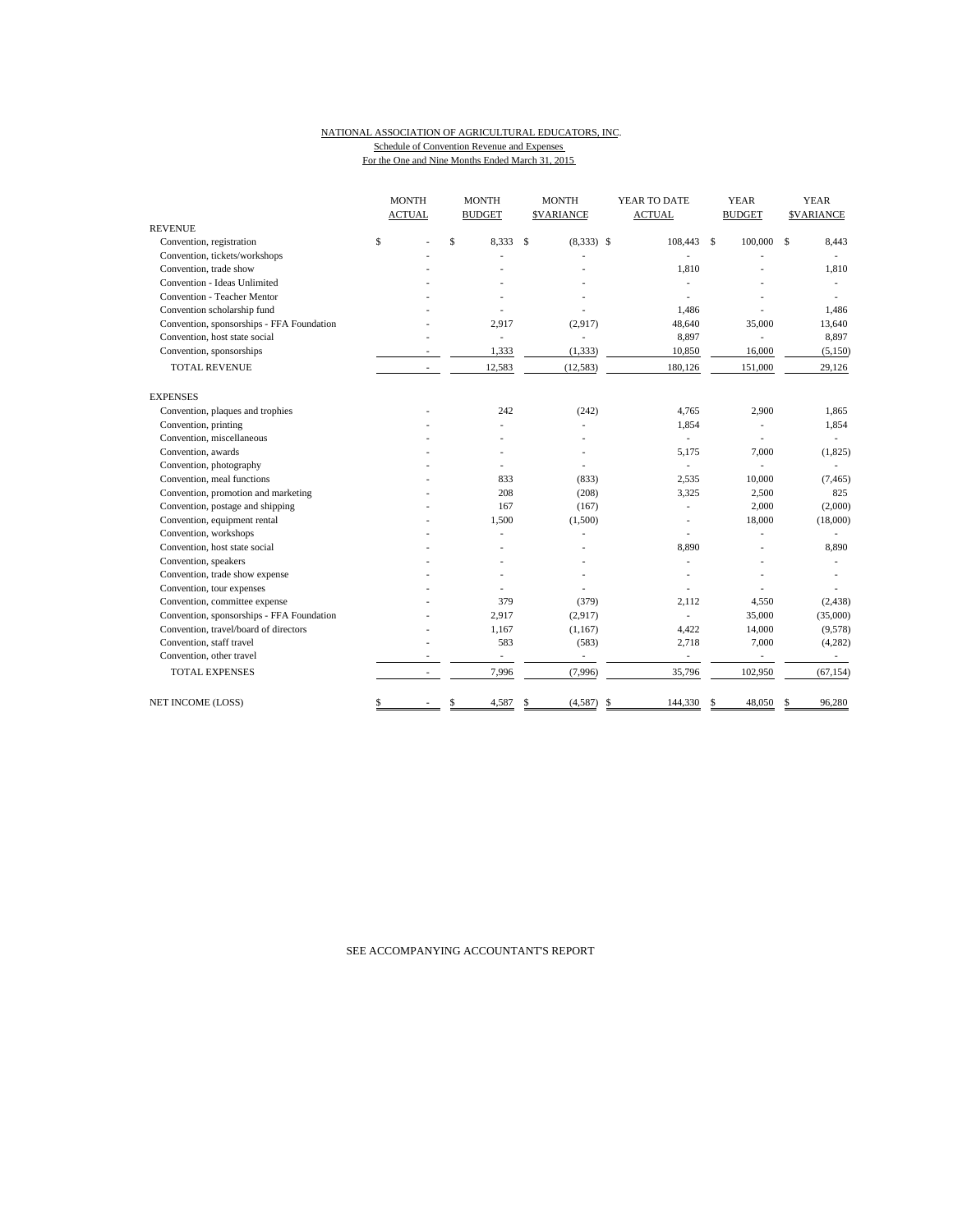NATIONAL ASSOCIATION OF AGRICULTURAL EDUCATORS, INC.

Schedule of Convention Revenue and Expenses

For the One and Nine Months Ended March 31, 2015

| | MONTH ACTUAL | MONTH BUDGET | MONTH $VARIANCE | YEAR TO DATE ACTUAL | YEAR BUDGET | YEAR $VARIANCE |
|---|---|---|---|---|---|---|
| REVENUE | | | | | | |
| Convention, registration | $ - | $ 8,333 | $ (8,333) | $ 108,443 | $ 100,000 | $ 8,443 |
| Convention, tickets/workshops | - | - | - | - | - | - |
| Convention, trade show | - | - | - | 1,810 | - | 1,810 |
| Convention - Ideas Unlimited | - | - | - | - | - | - |
| Convention - Teacher Mentor | - | - | - | - | - | - |
| Convention scholarship fund | - | - | - | 1,486 | - | 1,486 |
| Convention, sponsorships - FFA Foundation | - | 2,917 | (2,917) | 48,640 | 35,000 | 13,640 |
| Convention, host state social | - | - | - | 8,897 | - | 8,897 |
| Convention, sponsorships | - | 1,333 | (1,333) | 10,850 | 16,000 | (5,150) |
| TOTAL REVENUE | - | 12,583 | (12,583) | 180,126 | 151,000 | 29,126 |
| EXPENSES | | | | | | |
| Convention, plaques and trophies | - | 242 | (242) | 4,765 | 2,900 | 1,865 |
| Convention, printing | - | - | - | 1,854 | - | 1,854 |
| Convention, miscellaneous | - | - | - | - | - | - |
| Convention, awards | - | - | - | 5,175 | 7,000 | (1,825) |
| Convention, photography | - | - | - | - | - | - |
| Convention, meal functions | - | 833 | (833) | 2,535 | 10,000 | (7,465) |
| Convention, promotion and marketing | - | 208 | (208) | 3,325 | 2,500 | 825 |
| Convention, postage and shipping | - | 167 | (167) | - | 2,000 | (2,000) |
| Convention, equipment rental | - | 1,500 | (1,500) | - | 18,000 | (18,000) |
| Convention, workshops | - | - | - | - | - | - |
| Convention, host state social | - | - | - | 8,890 | - | 8,890 |
| Convention, speakers | - | - | - | - | - | - |
| Convention, trade show expense | - | - | - | - | - | - |
| Convention, tour expenses | - | - | - | - | - | - |
| Convention, committee expense | - | 379 | (379) | 2,112 | 4,550 | (2,438) |
| Convention, sponsorships - FFA Foundation | - | 2,917 | (2,917) | - | 35,000 | (35,000) |
| Convention, travel/board of directors | - | 1,167 | (1,167) | 4,422 | 14,000 | (9,578) |
| Convention, staff travel | - | 583 | (583) | 2,718 | 7,000 | (4,282) |
| Convention, other travel | - | - | - | - | - | - |
| TOTAL EXPENSES | - | 7,996 | (7,996) | 35,796 | 102,950 | (67,154) |
| NET INCOME (LOSS) | $ - | $ 4,587 | $ (4,587) | $ 144,330 | $ 48,050 | $ 96,280 |

SEE ACCOMPANYING ACCOUNTANT'S REPORT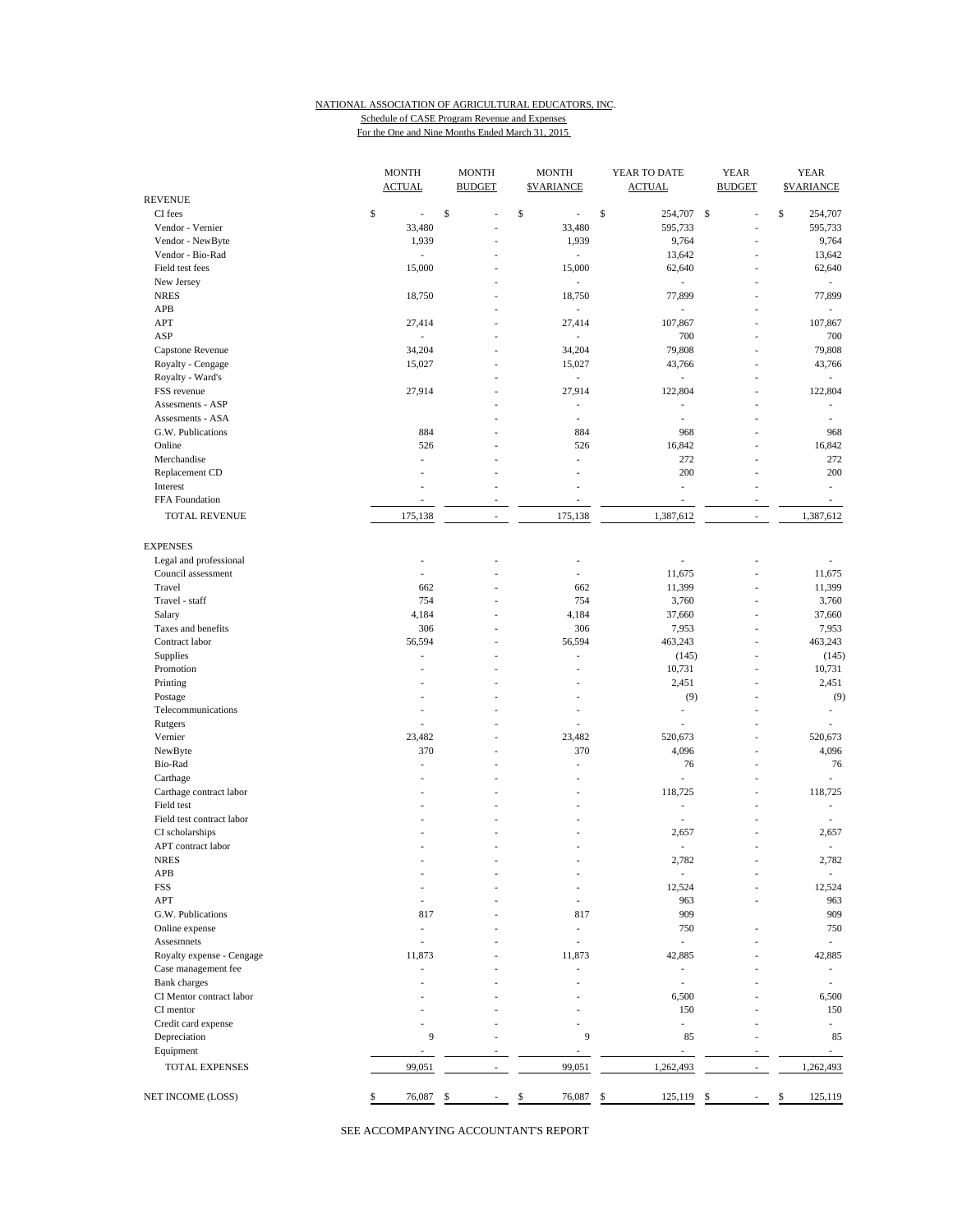NATIONAL ASSOCIATION OF AGRICULTURAL EDUCATORS, INC.

Schedule of CASE Program Revenue and Expenses

For the One and Nine Months Ended March 31, 2015

| | MONTH ACTUAL | MONTH BUDGET | MONTH $VARIANCE | YEAR TO DATE ACTUAL | YEAR BUDGET | YEAR $VARIANCE |
|---|---|---|---|---|---|---|
| REVENUE | | | | | | |
| CI fees | $ - | $ - | $ - | $ 254,707 | $ - | $ 254,707 |
| Vendor - Vernier | 33,480 | - | 33,480 | 595,733 | - | 595,733 |
| Vendor - NewByte | 1,939 | - | 1,939 | 9,764 | - | 9,764 |
| Vendor - Bio-Rad | - | - | - | 13,642 | - | 13,642 |
| Field test fees | 15,000 | - | 15,000 | 62,640 | - | 62,640 |
| New Jersey | | - | - | - | - | - |
| NRES | 18,750 | - | 18,750 | 77,899 | - | 77,899 |
| APB | | - | - | - | - | - |
| APT | 27,414 | - | 27,414 | 107,867 | - | 107,867 |
| ASP | - | - | - | 700 | - | 700 |
| Capstone Revenue | 34,204 | - | 34,204 | 79,808 | - | 79,808 |
| Royalty - Cengage | 15,027 | - | 15,027 | 43,766 | - | 43,766 |
| Royalty - Ward's | | - | - | - | - | - |
| FSS revenue | 27,914 | - | 27,914 | 122,804 | - | 122,804 |
| Assesments - ASP | | - | - | - | - | - |
| Assesments - ASA | | - | - | - | - | - |
| G.W. Publications | 884 | - | 884 | 968 | - | 968 |
| Online | 526 | - | 526 | 16,842 | - | 16,842 |
| Merchandise | - | - | - | 272 | - | 272 |
| Replacement CD | - | - | - | 200 | - | 200 |
| Interest | - | - | - | - | - | - |
| FFA Foundation | - | - | - | - | - | - |
| TOTAL REVENUE | 175,138 | - | 175,138 | 1,387,612 | - | 1,387,612 |
| EXPENSES | | | | | | |
| Legal and professional | - | - | - | - | - | - |
| Council assessment | - | - | - | 11,675 | - | 11,675 |
| Travel | 662 | - | 662 | 11,399 | - | 11,399 |
| Travel - staff | 754 | - | 754 | 3,760 | - | 3,760 |
| Salary | 4,184 | - | 4,184 | 37,660 | - | 37,660 |
| Taxes and benefits | 306 | - | 306 | 7,953 | - | 7,953 |
| Contract labor | 56,594 | - | 56,594 | 463,243 | - | 463,243 |
| Supplies | - | - | - | (145) | - | (145) |
| Promotion | - | - | - | 10,731 | - | 10,731 |
| Printing | - | - | - | 2,451 | - | 2,451 |
| Postage | - | - | - | (9) | - | (9) |
| Telecommunications | - | - | - | - | - | - |
| Rutgers | - | - | - | - | - | - |
| Vernier | 23,482 | - | 23,482 | 520,673 | - | 520,673 |
| NewByte | 370 | - | 370 | 4,096 | - | 4,096 |
| Bio-Rad | - | - | - | 76 | - | 76 |
| Carthage | - | - | - | - | - | - |
| Carthage contract labor | - | - | - | 118,725 | - | 118,725 |
| Field test | - | - | - | - | - | - |
| Field test contract labor | - | - | - | - | - | - |
| CI scholarships | - | - | - | 2,657 | - | 2,657 |
| APT contract labor | - | - | - | - | - | - |
| NRES | - | - | - | 2,782 | - | 2,782 |
| APB | - | - | - | - | - | - |
| FSS | - | - | - | 12,524 | - | 12,524 |
| APT | - | - | - | 963 | - | 963 |
| G.W. Publications | 817 | - | 817 | 909 | | 909 |
| Online expense | - | - | - | 750 | - | 750 |
| Assesmnets | - | - | - | - | - | - |
| Royalty expense - Cengage | 11,873 | - | 11,873 | 42,885 | - | 42,885 |
| Case management fee | - | - | - | - | - | - |
| Bank charges | - | - | - | - | - | - |
| CI Mentor contract labor | - | - | - | 6,500 | - | 6,500 |
| CI mentor | - | - | - | 150 | - | 150 |
| Credit card expense | - | - | - | - | - | - |
| Depreciation | 9 | - | 9 | 85 | - | 85 |
| Equipment | - | - | - | - | - | - |
| TOTAL EXPENSES | 99,051 | - | 99,051 | 1,262,493 | - | 1,262,493 |
| NET INCOME (LOSS) | $ 76,087 | $ - | $ 76,087 | $ 125,119 | $ - | $ 125,119 |

SEE ACCOMPANYING ACCOUNTANT'S REPORT